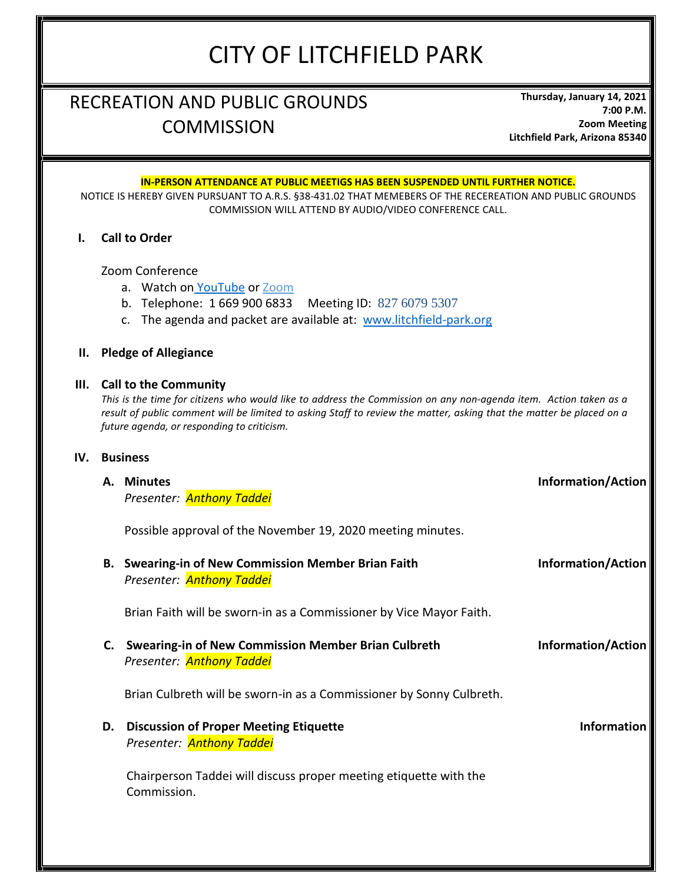# CITY OF LITCHFIELD PARK

## RECREATION AND PUBLIC GROUNDS COMMISSION

**Thursday, January 14, 2021**
**7:00 P.M.**
**Zoom Meeting**
**Litchfield Park, Arizona 85340**

**IN-PERSON ATTENDANCE AT PUBLIC MEETIGS HAS BEEN SUSPENDED UNTIL FURTHER NOTICE.**

NOTICE IS HEREBY GIVEN PURSUANT TO A.R.S. §38-431.02 THAT MEMEBERS OF THE RECEREATION AND PUBLIC GROUNDS COMMISSION WILL ATTEND BY AUDIO/VIDEO CONFERENCE CALL.

### I. Call to Order

Zoom Conference

a. Watch on YouTube or Zoom
b. Telephone: 1 669 900 6833 Meeting ID: 827 6079 5307
c. The agenda and packet are available at: www.litchfield-park.org

### II. Pledge of Allegiance

### III. Call to the Community

*This is the time for citizens who would like to address the Commission on any non-agenda item. Action taken as a result of public comment will be limited to asking Staff to review the matter, asking that the matter be placed on a future agenda, or responding to criticism.*

### IV. Business

**A. Minutes** — **Information/Action**

*Presenter: Anthony Taddei*

Possible approval of the November 19, 2020 meeting minutes.

**B. Swearing-in of New Commission Member Brian Faith** — **Information/Action**

*Presenter: Anthony Taddei*

Brian Faith will be sworn-in as a Commissioner by Vice Mayor Faith.

**C. Swearing-in of New Commission Member Brian Culbreth** — **Information/Action**

*Presenter: Anthony Taddei*

Brian Culbreth will be sworn-in as a Commissioner by Sonny Culbreth.

**D. Discussion of Proper Meeting Etiquette** — **Information**

*Presenter: Anthony Taddei*

Chairperson Taddei will discuss proper meeting etiquette with the Commission.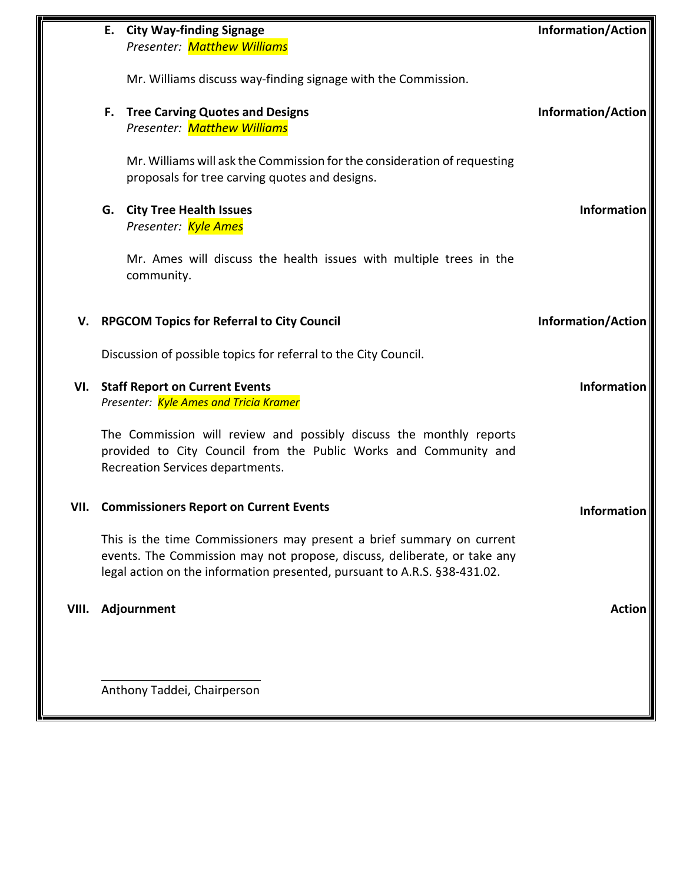**E. City Way-finding Signage** **Information/Action**

*Presenter: Matthew Williams*

Mr. Williams discuss way-finding signage with the Commission.

**F. Tree Carving Quotes and Designs** **Information/Action**

*Presenter: Matthew Williams*

Mr. Williams will ask the Commission for the consideration of requesting proposals for tree carving quotes and designs.

**G. City Tree Health Issues** **Information**

*Presenter: Kyle Ames*

Mr. Ames will discuss the health issues with multiple trees in the community.

**V. RPGCOM Topics for Referral to City Council** **Information/Action**

Discussion of possible topics for referral to the City Council.

**VI. Staff Report on Current Events** **Information**

*Presenter: Kyle Ames and Tricia Kramer*

The Commission will review and possibly discuss the monthly reports provided to City Council from the Public Works and Community and Recreation Services departments.

**VII. Commissioners Report on Current Events** **Information**

This is the time Commissioners may present a brief summary on current events. The Commission may not propose, discuss, deliberate, or take any legal action on the information presented, pursuant to A.R.S. §38-431.02.

**VIII. Adjournment** **Action**

______________________________

Anthony Taddei, Chairperson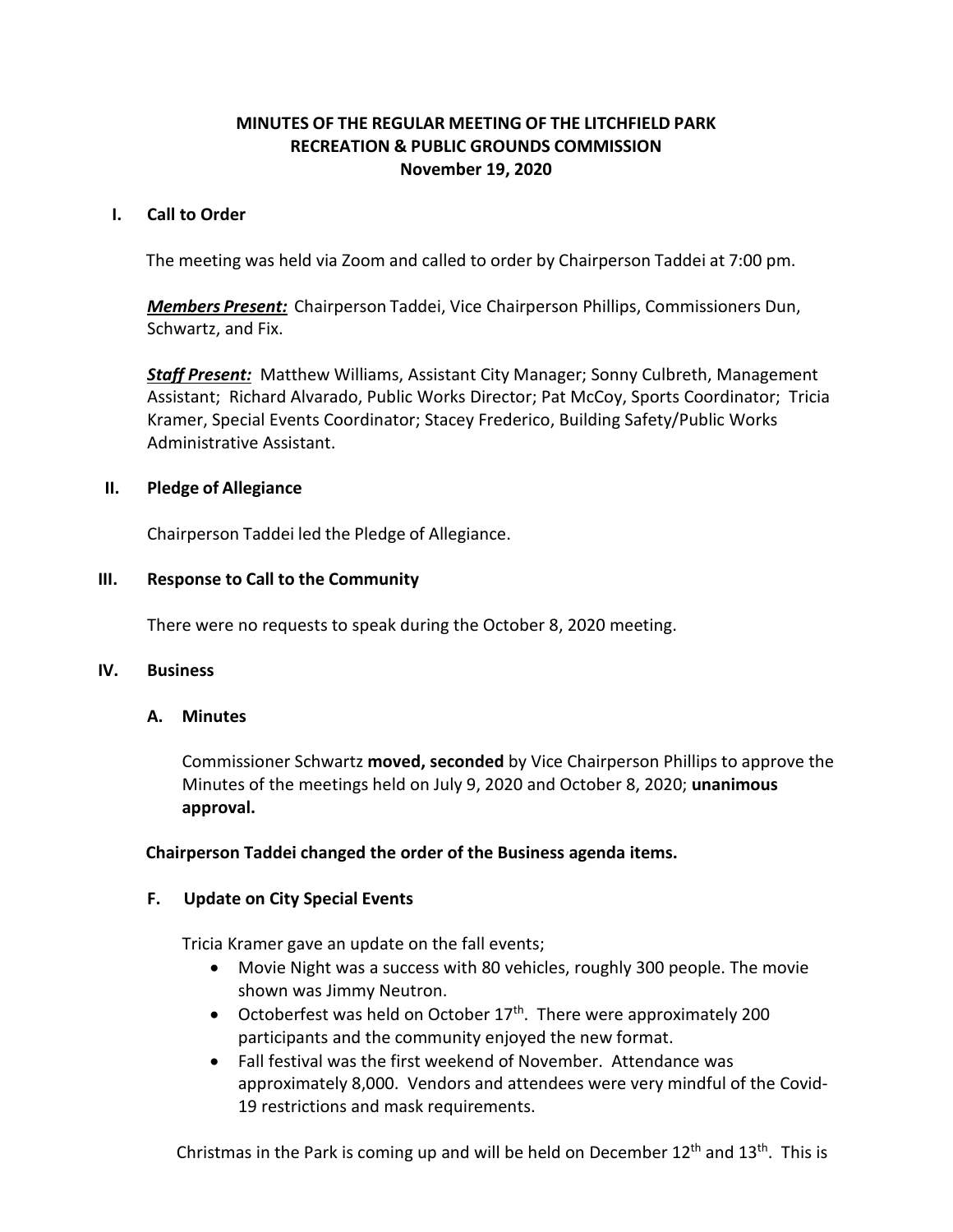# MINUTES OF THE REGULAR MEETING OF THE LITCHFIELD PARK RECREATION & PUBLIC GROUNDS COMMISSION
## November 19, 2020

### I. Call to Order

The meeting was held via Zoom and called to order by Chairperson Taddei at 7:00 pm.

***Members Present:*** Chairperson Taddei, Vice Chairperson Phillips, Commissioners Dun, Schwartz, and Fix.

***Staff Present:*** Matthew Williams, Assistant City Manager; Sonny Culbreth, Management Assistant; Richard Alvarado, Public Works Director; Pat McCoy, Sports Coordinator; Tricia Kramer, Special Events Coordinator; Stacey Frederico, Building Safety/Public Works Administrative Assistant.

### II. Pledge of Allegiance

Chairperson Taddei led the Pledge of Allegiance.

### III. Response to Call to the Community

There were no requests to speak during the October 8, 2020 meeting.

### IV. Business

#### A. Minutes

Commissioner Schwartz **moved, seconded** by Vice Chairperson Phillips to approve the Minutes of the meetings held on July 9, 2020 and October 8, 2020; **unanimous approval.**

**Chairperson Taddei changed the order of the Business agenda items.**

#### F. Update on City Special Events

Tricia Kramer gave an update on the fall events;

- Movie Night was a success with 80 vehicles, roughly 300 people. The movie shown was Jimmy Neutron.
- Octoberfest was held on October 17th. There were approximately 200 participants and the community enjoyed the new format.
- Fall festival was the first weekend of November. Attendance was approximately 8,000. Vendors and attendees were very mindful of the Covid-19 restrictions and mask requirements.

Christmas in the Park is coming up and will be held on December 12th and 13th. This is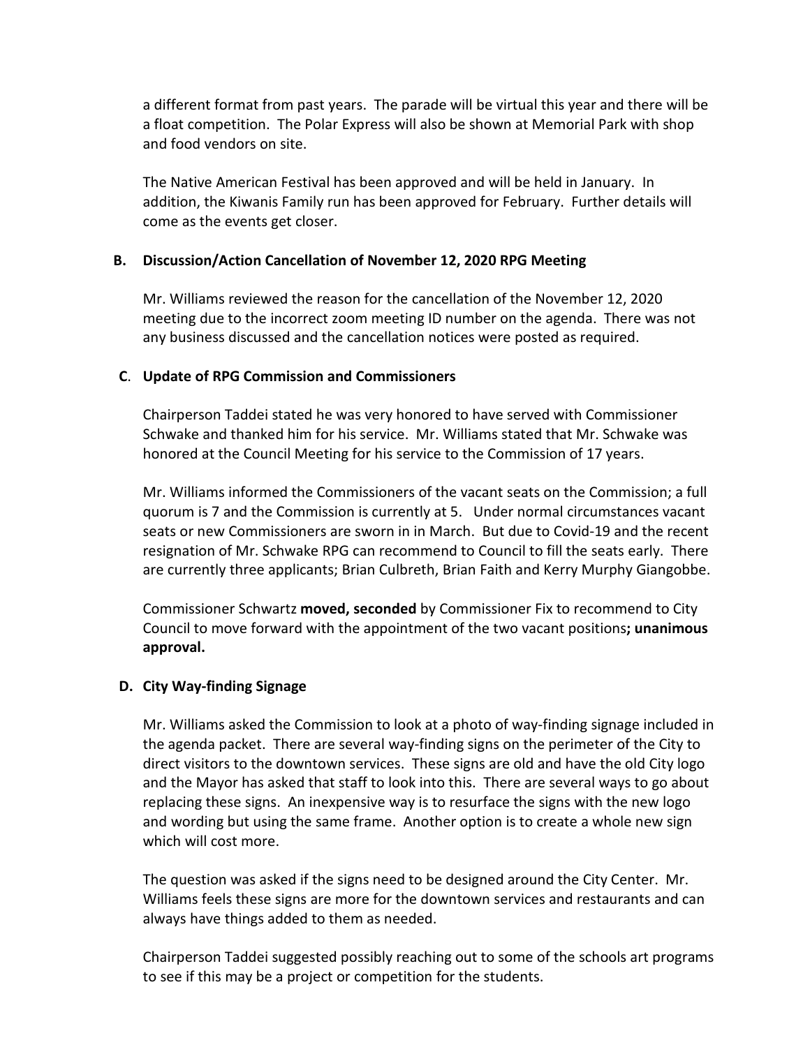a different format from past years. The parade will be virtual this year and there will be a float competition. The Polar Express will also be shown at Memorial Park with shop and food vendors on site.

The Native American Festival has been approved and will be held in January. In addition, the Kiwanis Family run has been approved for February. Further details will come as the events get closer.

**B. Discussion/Action Cancellation of November 12, 2020 RPG Meeting**

Mr. Williams reviewed the reason for the cancellation of the November 12, 2020 meeting due to the incorrect zoom meeting ID number on the agenda. There was not any business discussed and the cancellation notices were posted as required.

**C. Update of RPG Commission and Commissioners**

Chairperson Taddei stated he was very honored to have served with Commissioner Schwake and thanked him for his service. Mr. Williams stated that Mr. Schwake was honored at the Council Meeting for his service to the Commission of 17 years.

Mr. Williams informed the Commissioners of the vacant seats on the Commission; a full quorum is 7 and the Commission is currently at 5. Under normal circumstances vacant seats or new Commissioners are sworn in in March. But due to Covid-19 and the recent resignation of Mr. Schwake RPG can recommend to Council to fill the seats early. There are currently three applicants; Brian Culbreth, Brian Faith and Kerry Murphy Giangobbe.

Commissioner Schwartz **moved, seconded** by Commissioner Fix to recommend to City Council to move forward with the appointment of the two vacant positions**; unanimous approval.**

**D. City Way-finding Signage**

Mr. Williams asked the Commission to look at a photo of way-finding signage included in the agenda packet. There are several way-finding signs on the perimeter of the City to direct visitors to the downtown services. These signs are old and have the old City logo and the Mayor has asked that staff to look into this. There are several ways to go about replacing these signs. An inexpensive way is to resurface the signs with the new logo and wording but using the same frame. Another option is to create a whole new sign which will cost more.

The question was asked if the signs need to be designed around the City Center. Mr. Williams feels these signs are more for the downtown services and restaurants and can always have things added to them as needed.

Chairperson Taddei suggested possibly reaching out to some of the schools art programs to see if this may be a project or competition for the students.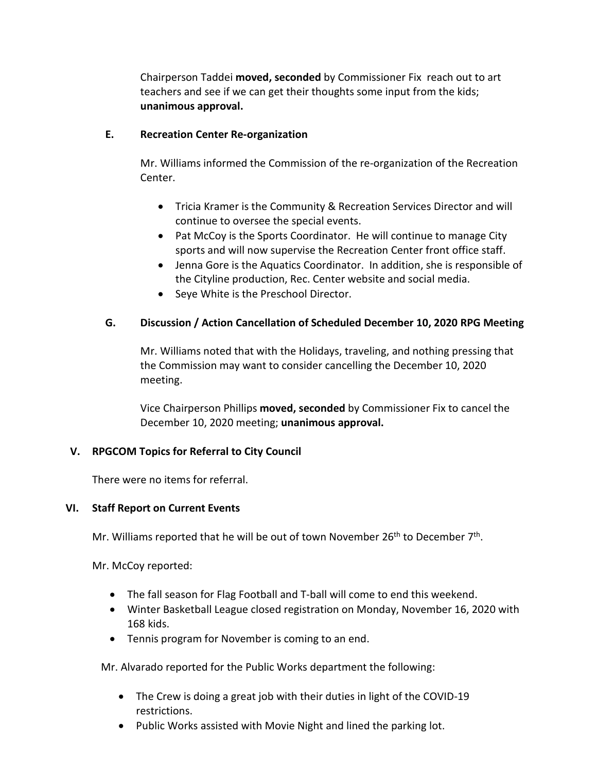Chairperson Taddei **moved, seconded** by Commissioner Fix  reach out to art teachers and see if we can get their thoughts some input from the kids; **unanimous approval.**

### E. Recreation Center Re-organization

Mr. Williams informed the Commission of the re-organization of the Recreation Center.

- Tricia Kramer is the Community & Recreation Services Director and will continue to oversee the special events.
- Pat McCoy is the Sports Coordinator.  He will continue to manage City sports and will now supervise the Recreation Center front office staff.
- Jenna Gore is the Aquatics Coordinator.  In addition, she is responsible of the Cityline production, Rec. Center website and social media.
- Seye White is the Preschool Director.

### G. Discussion / Action Cancellation of Scheduled December 10, 2020 RPG Meeting

Mr. Williams noted that with the Holidays, traveling, and nothing pressing that the Commission may want to consider cancelling the December 10, 2020 meeting.

Vice Chairperson Phillips **moved, seconded** by Commissioner Fix to cancel the December 10, 2020 meeting; **unanimous approval.**

## V. RPGCOM Topics for Referral to City Council

There were no items for referral.

## VI. Staff Report on Current Events

Mr. Williams reported that he will be out of town November 26th to December 7th.

Mr. McCoy reported:

- The fall season for Flag Football and T-ball will come to end this weekend.
- Winter Basketball League closed registration on Monday, November 16, 2020 with 168 kids.
- Tennis program for November is coming to an end.

Mr. Alvarado reported for the Public Works department the following:

- The Crew is doing a great job with their duties in light of the COVID-19 restrictions.
- Public Works assisted with Movie Night and lined the parking lot.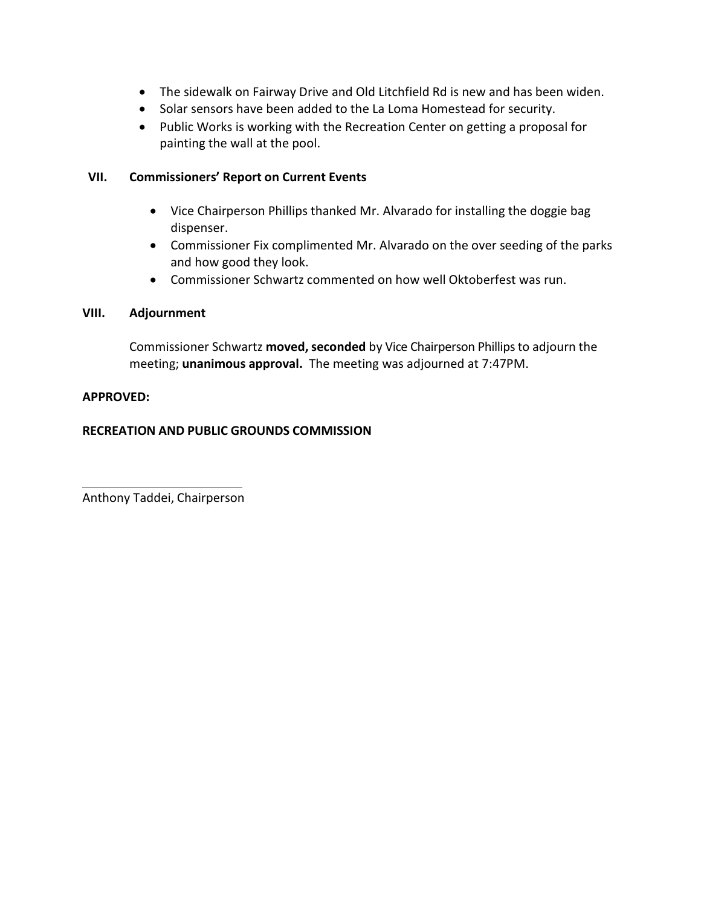- The sidewalk on Fairway Drive and Old Litchfield Rd is new and has been widen.
- Solar sensors have been added to the La Loma Homestead for security.
- Public Works is working with the Recreation Center on getting a proposal for painting the wall at the pool.

## VII. Commissioners' Report on Current Events

- Vice Chairperson Phillips thanked Mr. Alvarado for installing the doggie bag dispenser.
- Commissioner Fix complimented Mr. Alvarado on the over seeding of the parks and how good they look.
- Commissioner Schwartz commented on how well Oktoberfest was run.

## VIII. Adjournment

Commissioner Schwartz **moved, seconded** by Vice Chairperson Phillips to adjourn the meeting; **unanimous approval.** The meeting was adjourned at 7:47PM.

**APPROVED:**

**RECREATION AND PUBLIC GROUNDS COMMISSION**

\_\_\_\_\_\_\_\_\_\_\_\_\_\_\_\_\_\_\_\_\_\_\_\_\_\_

Anthony Taddei, Chairperson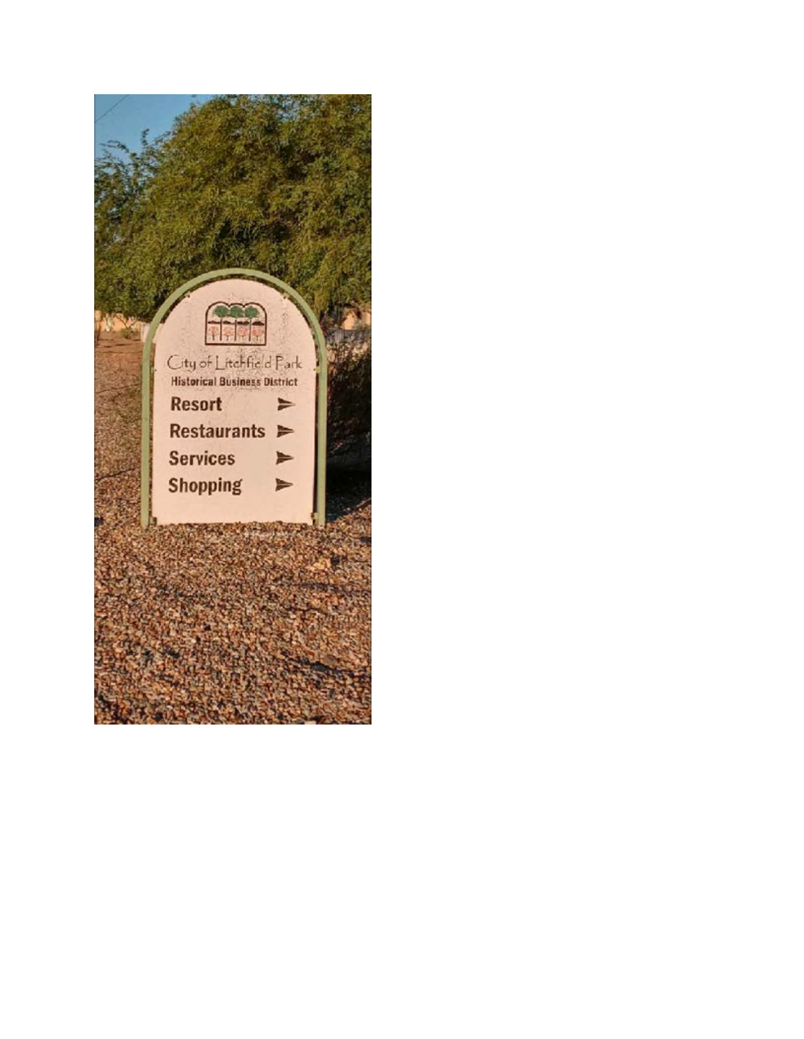City of Litchfield Park

Historical Business District

Resort ➤

Restaurants ➤

Services ➤

Shopping ➤